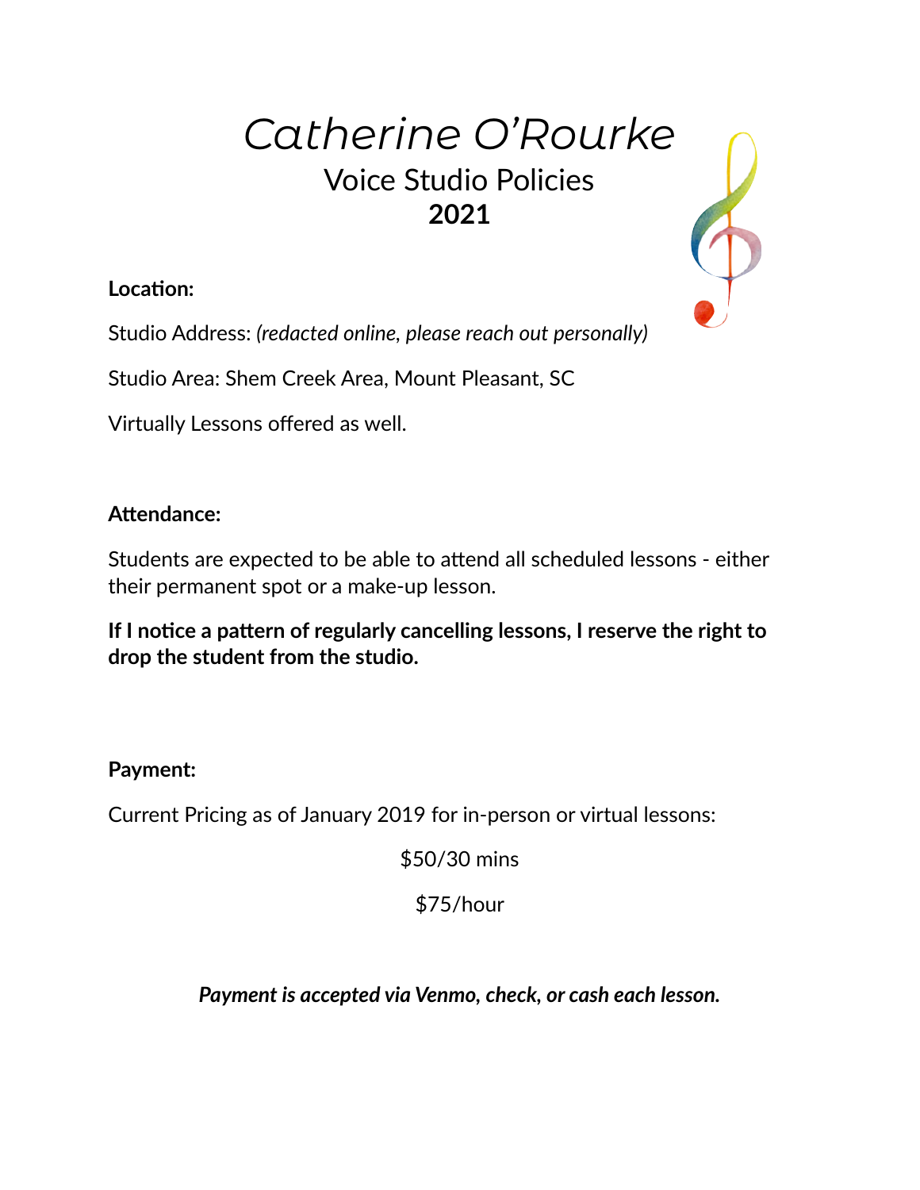# *Catherine O'Rourke*

## Voice Studio Policies

## **2021**

**Location:**

Studio Address: *(redacted online, please reach out personally)*

Studio Area: Shem Creek Area, Mount Pleasant, SC

Virtually Lessons offered as well.

**Attendance:**

Students are expected to be able to attend all scheduled lessons - either their permanent spot or a make-up lesson.

**If I notice a pattern of regularly cancelling lessons, I reserve the right to drop the student from the studio.**

**Payment:**

Current Pricing as of January 2019 for in-person or virtual lessons:

$50/30 mins

$75/hour

***Payment is accepted via Venmo, check, or cash each lesson.***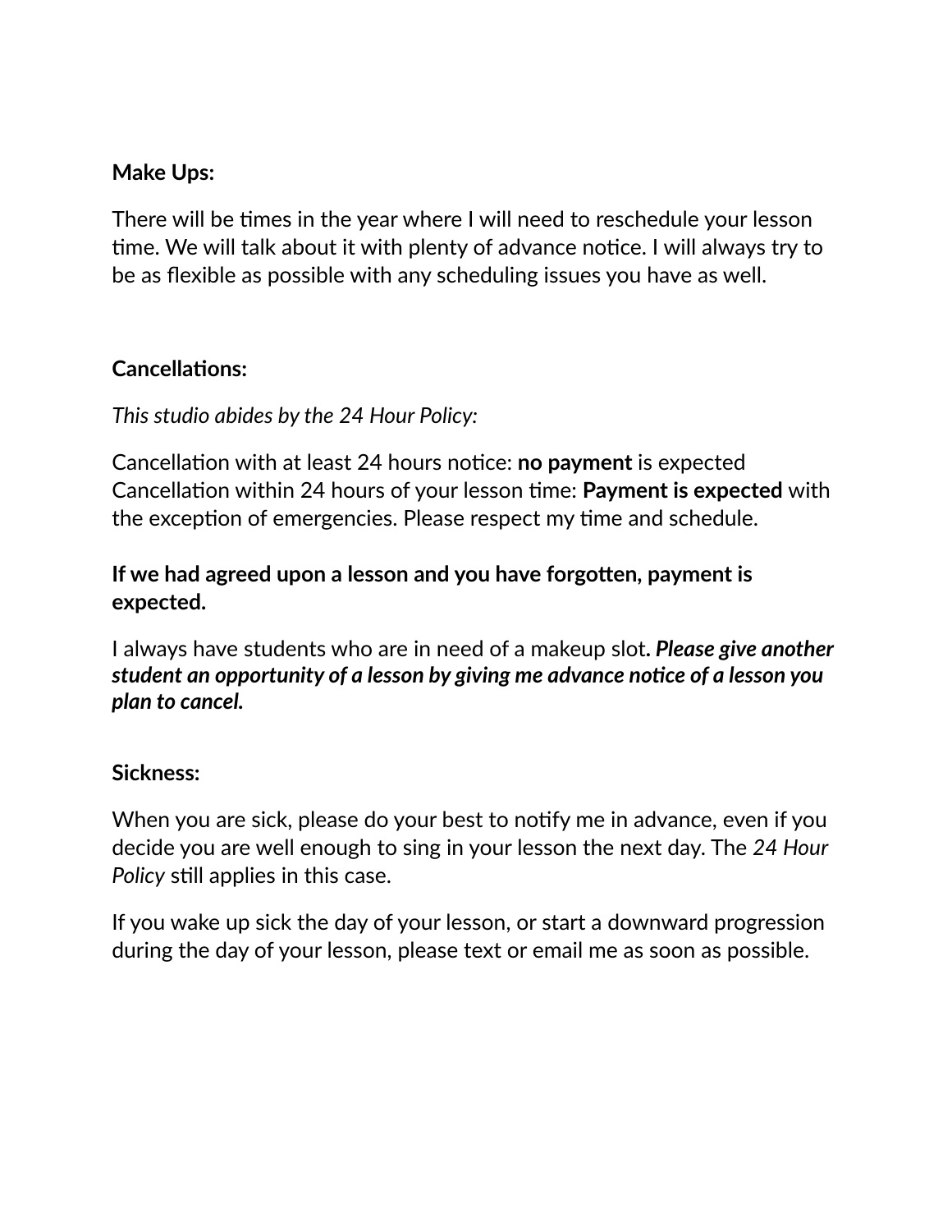**Make Ups:**

There will be times in the year where I will need to reschedule your lesson time. We will talk about it with plenty of advance notice. I will always try to be as flexible as possible with any scheduling issues you have as well.

**Cancellations:**

*This studio abides by the 24 Hour Policy:*

Cancellation with at least 24 hours notice: **no payment** is expected
Cancellation within 24 hours of your lesson time: **Payment is expected** with the exception of emergencies. Please respect my time and schedule.

**If we had agreed upon a lesson and you have forgotten, payment is expected.**

I always have students who are in need of a makeup slot**. *Please give another student an opportunity of a lesson by giving me advance notice of a lesson you plan to cancel.***

**Sickness:**

When you are sick, please do your best to notify me in advance, even if you decide you are well enough to sing in your lesson the next day. The *24 Hour Policy* still applies in this case.

If you wake up sick the day of your lesson, or start a downward progression during the day of your lesson, please text or email me as soon as possible.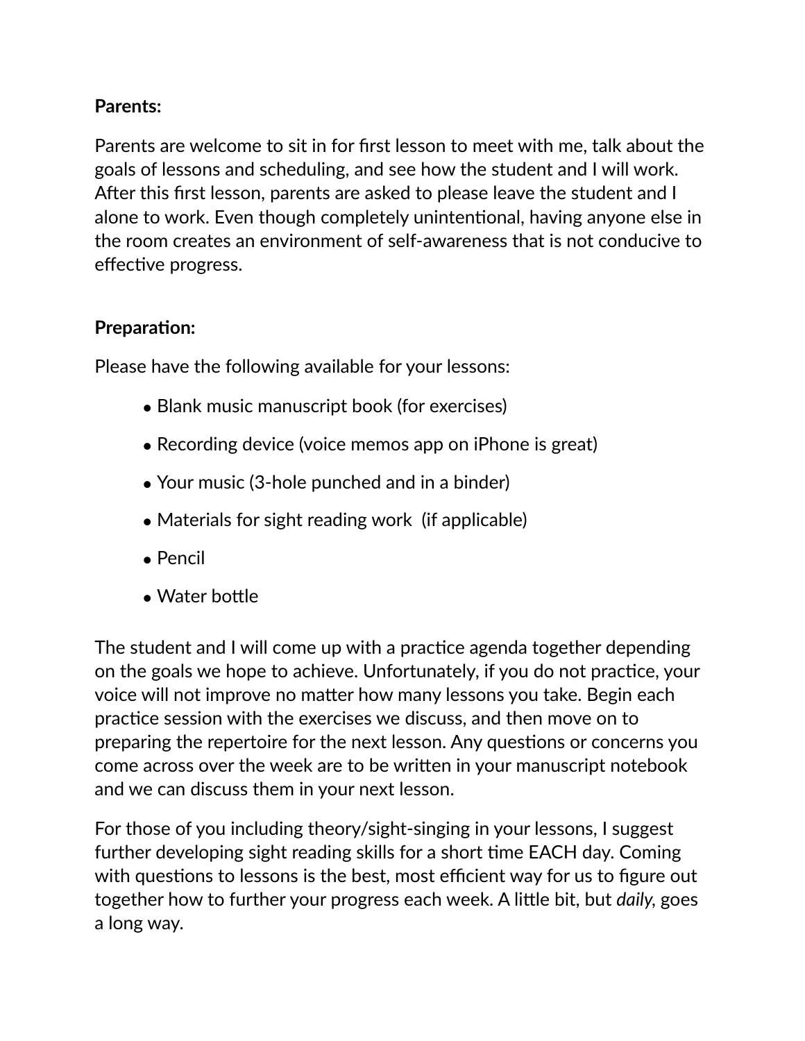**Parents:**

Parents are welcome to sit in for first lesson to meet with me, talk about the goals of lessons and scheduling, and see how the student and I will work. After this first lesson, parents are asked to please leave the student and I alone to work. Even though completely unintentional, having anyone else in the room creates an environment of self-awareness that is not conducive to effective progress.

**Preparation:**

Please have the following available for your lessons:

- Blank music manuscript book (for exercises)
- Recording device (voice memos app on iPhone is great)
- Your music (3-hole punched and in a binder)
- Materials for sight reading work (if applicable)
- Pencil
- Water bottle

The student and I will come up with a practice agenda together depending on the goals we hope to achieve. Unfortunately, if you do not practice, your voice will not improve no matter how many lessons you take. Begin each practice session with the exercises we discuss, and then move on to preparing the repertoire for the next lesson. Any questions or concerns you come across over the week are to be written in your manuscript notebook and we can discuss them in your next lesson.

For those of you including theory/sight-singing in your lessons, I suggest further developing sight reading skills for a short time EACH day. Coming with questions to lessons is the best, most efficient way for us to figure out together how to further your progress each week. A little bit, but *daily*, goes a long way.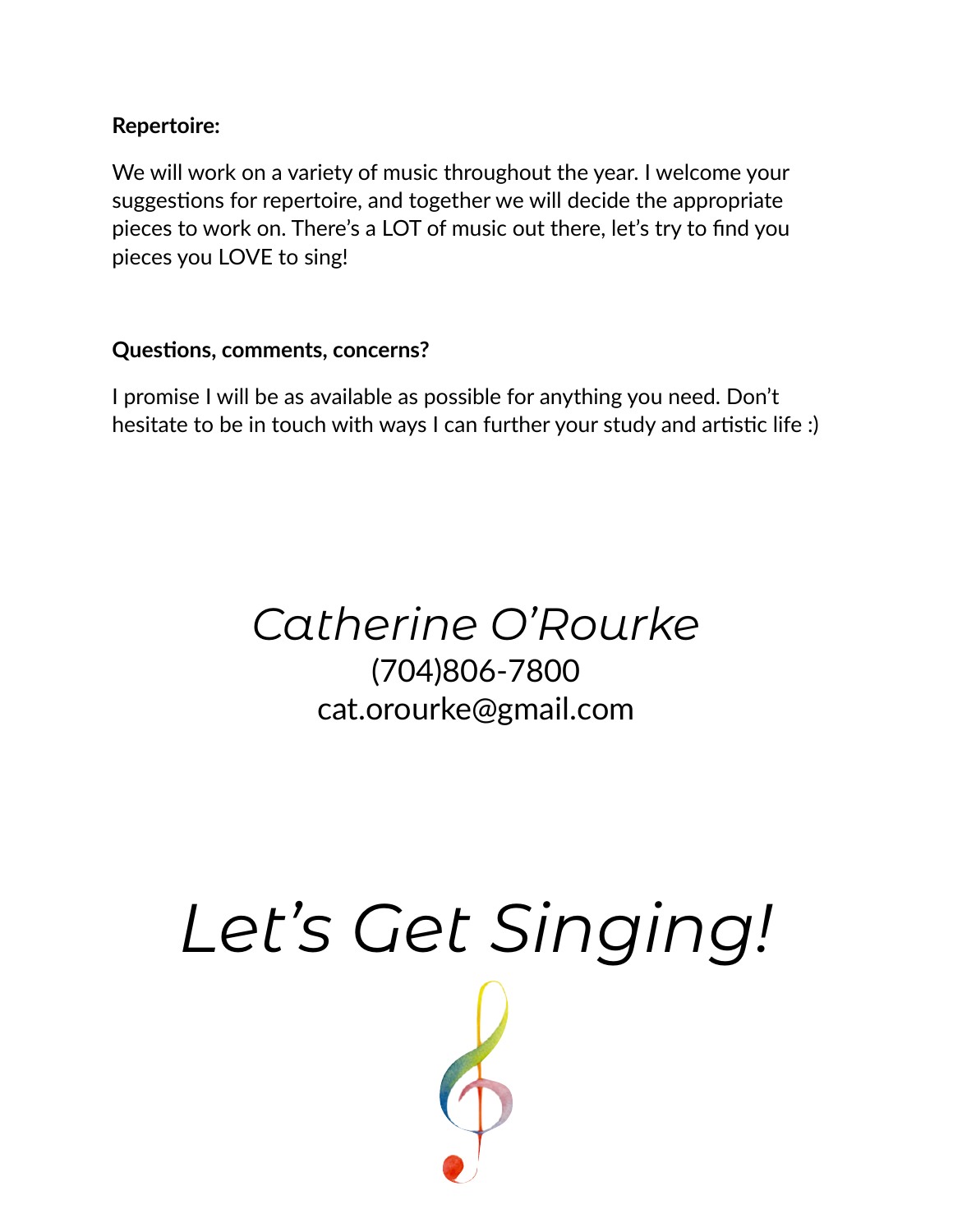**Repertoire:**

We will work on a variety of music throughout the year. I welcome your suggestions for repertoire, and together we will decide the appropriate pieces to work on. There's a LOT of music out there, let's try to find you pieces you LOVE to sing!

**Questions, comments, concerns?**

I promise I will be as available as possible for anything you need. Don't hesitate to be in touch with ways I can further your study and artistic life :)

*Catherine O'Rourke*

(704)806-7800

cat.orourke@gmail.com

*Let's Get Singing!*